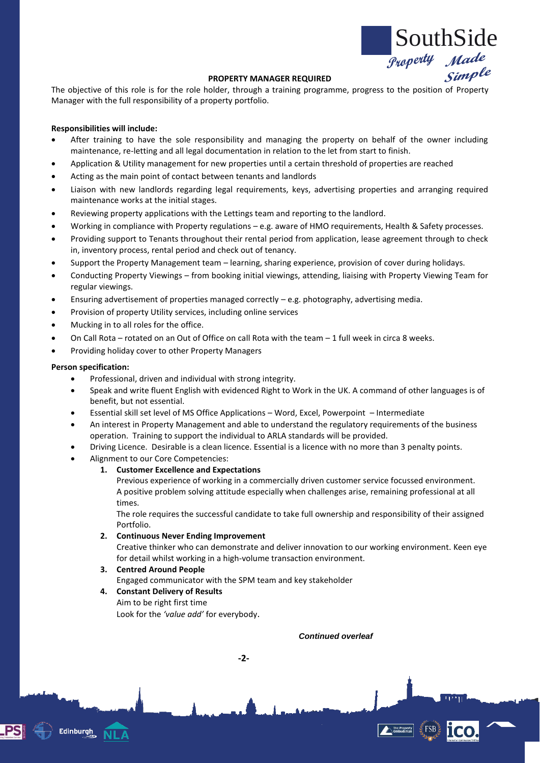## PROPERTY MANAGER REQUIRED

The objective of this role is for the role holder, through a training programme, progress to the position of Property Manager with the full responsibility of a property portfolio.

**Responsibilities will include:**

- After training to have the sole responsibility and managing the property on behalf of the owner including maintenance, re-letting and all legal documentation in relation to the let from start to finish.
- Application & Utility management for new properties until a certain threshold of properties are reached
- Acting as the main point of contact between tenants and landlords
- Liaison with new landlords regarding legal requirements, keys, advertising properties and arranging required maintenance works at the initial stages.
- Reviewing property applications with the Lettings team and reporting to the landlord.
- Working in compliance with Property regulations – e.g. aware of HMO requirements, Health & Safety processes.
- Providing support to Tenants throughout their rental period from application, lease agreement through to check in, inventory process, rental period and check out of tenancy.
- Support the Property Management team – learning, sharing experience, provision of cover during holidays.
- Conducting Property Viewings – from booking initial viewings, attending, liaising with Property Viewing Team for regular viewings.
- Ensuring advertisement of properties managed correctly – e.g. photography, advertising media.
- Provision of property Utility services, including online services
- Mucking in to all roles for the office.
- On Call Rota – rotated on an Out of Office on call Rota with the team – 1 full week in circa 8 weeks.
- Providing holiday cover to other Property Managers

**Person specification:**

- Professional, driven and individual with strong integrity.
- Speak and write fluent English with evidenced Right to Work in the UK. A command of other languages is of benefit, but not essential.
- Essential skill set level of MS Office Applications – Word, Excel, Powerpoint – Intermediate
- An interest in Property Management and able to understand the regulatory requirements of the business operation. Training to support the individual to ARLA standards will be provided.
- Driving Licence. Desirable is a clean licence. Essential is a licence with no more than 3 penalty points.
- Alignment to our Core Competencies:
  1. **Customer Excellence and Expectations**
     Previous experience of working in a commercially driven customer service focussed environment.
     A positive problem solving attitude especially when challenges arise, remaining professional at all times.
     The role requires the successful candidate to take full ownership and responsibility of their assigned Portfolio.
  2. **Continuous Never Ending Improvement**
     Creative thinker who can demonstrate and deliver innovation to our working environment. Keen eye for detail whilst working in a high-volume transaction environment.
  3. **Centred Around People**
     Engaged communicator with the SPM team and key stakeholder
  4. **Constant Delivery of Results**
     Aim to be right first time
     Look for the *'value add'* for everybody.

***Continued overleaf***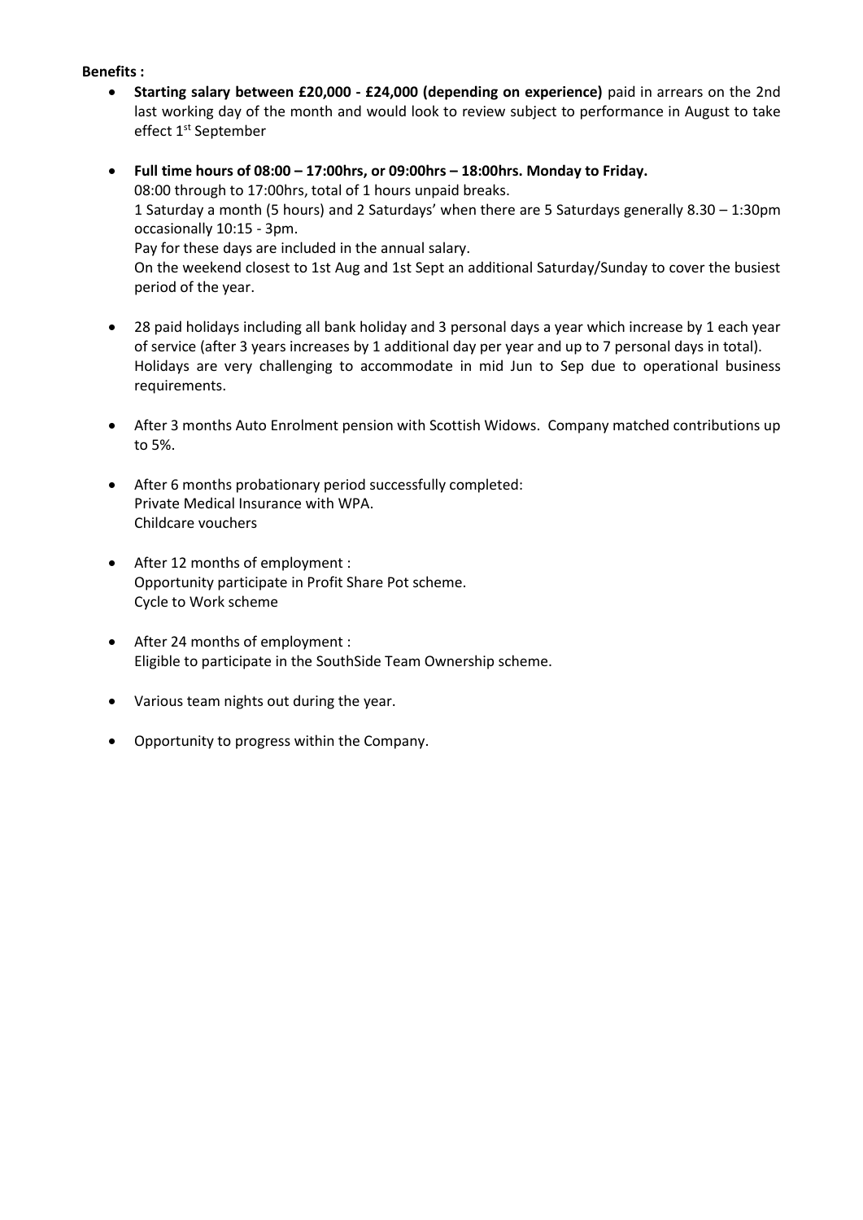**Benefits :**

- **Starting salary between £20,000 - £24,000 (depending on experience)** paid in arrears on the 2nd last working day of the month and would look to review subject to performance in August to take effect 1st September

- **Full time hours of 08:00 – 17:00hrs, or 09:00hrs – 18:00hrs. Monday to Friday.**
  08:00 through to 17:00hrs, total of 1 hours unpaid breaks.
  1 Saturday a month (5 hours) and 2 Saturdays' when there are 5 Saturdays generally 8.30 – 1:30pm occasionally 10:15 - 3pm.
  Pay for these days are included in the annual salary.
  On the weekend closest to 1st Aug and 1st Sept an additional Saturday/Sunday to cover the busiest period of the year.

- 28 paid holidays including all bank holiday and 3 personal days a year which increase by 1 each year of service (after 3 years increases by 1 additional day per year and up to 7 personal days in total).
  Holidays are very challenging to accommodate in mid Jun to Sep due to operational business requirements.

- After 3 months Auto Enrolment pension with Scottish Widows. Company matched contributions up to 5%.

- After 6 months probationary period successfully completed:
  Private Medical Insurance with WPA.
  Childcare vouchers

- After 12 months of employment :
  Opportunity participate in Profit Share Pot scheme.
  Cycle to Work scheme

- After 24 months of employment :
  Eligible to participate in the SouthSide Team Ownership scheme.

- Various team nights out during the year.

- Opportunity to progress within the Company.